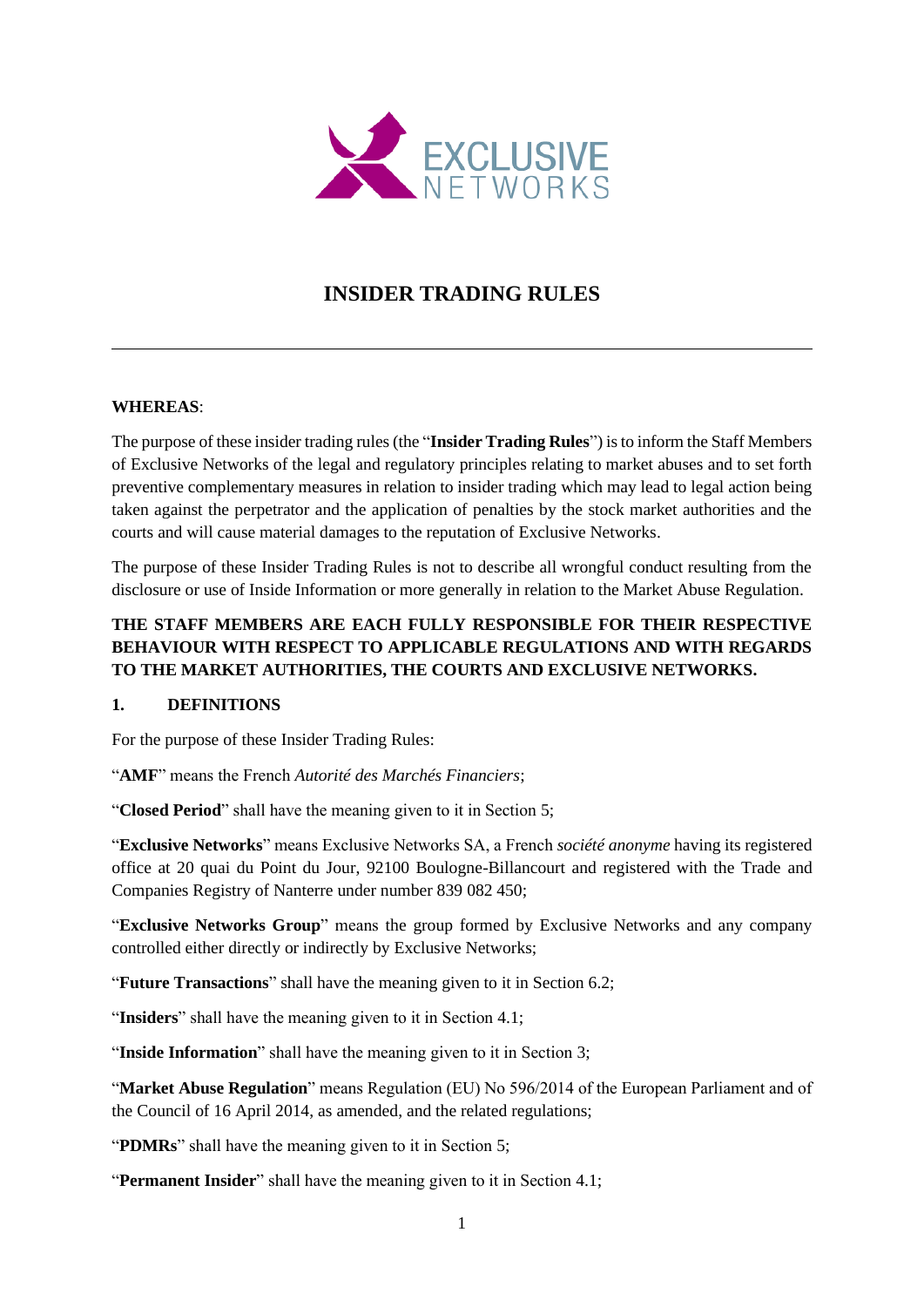# INSIDER TRADING RULES

---

**WHEREAS**:

The purpose of these insider trading rules (the "**Insider Trading Rules**") is to inform the Staff Members of Exclusive Networks of the legal and regulatory principles relating to market abuses and to set forth preventive complementary measures in relation to insider trading which may lead to legal action being taken against the perpetrator and the application of penalties by the stock market authorities and the courts and will cause material damages to the reputation of Exclusive Networks.

The purpose of these Insider Trading Rules is not to describe all wrongful conduct resulting from the disclosure or use of Inside Information or more generally in relation to the Market Abuse Regulation.

**THE STAFF MEMBERS ARE EACH FULLY RESPONSIBLE FOR THEIR RESPECTIVE BEHAVIOUR WITH RESPECT TO APPLICABLE REGULATIONS AND WITH REGARDS TO THE MARKET AUTHORITIES, THE COURTS AND EXCLUSIVE NETWORKS.**

## 1. DEFINITIONS

For the purpose of these Insider Trading Rules:

"**AMF**" means the French *Autorité des Marchés Financiers*;

"**Closed Period**" shall have the meaning given to it in Section 5;

"**Exclusive Networks**" means Exclusive Networks SA, a French *société anonyme* having its registered office at 20 quai du Point du Jour, 92100 Boulogne-Billancourt and registered with the Trade and Companies Registry of Nanterre under number 839 082 450;

"**Exclusive Networks Group**" means the group formed by Exclusive Networks and any company controlled either directly or indirectly by Exclusive Networks;

"**Future Transactions**" shall have the meaning given to it in Section 6.2;

"**Insiders**" shall have the meaning given to it in Section 4.1;

"**Inside Information**" shall have the meaning given to it in Section 3;

"**Market Abuse Regulation**" means Regulation (EU) No 596/2014 of the European Parliament and of the Council of 16 April 2014, as amended, and the related regulations;

"**PDMRs**" shall have the meaning given to it in Section 5;

"**Permanent Insider**" shall have the meaning given to it in Section 4.1;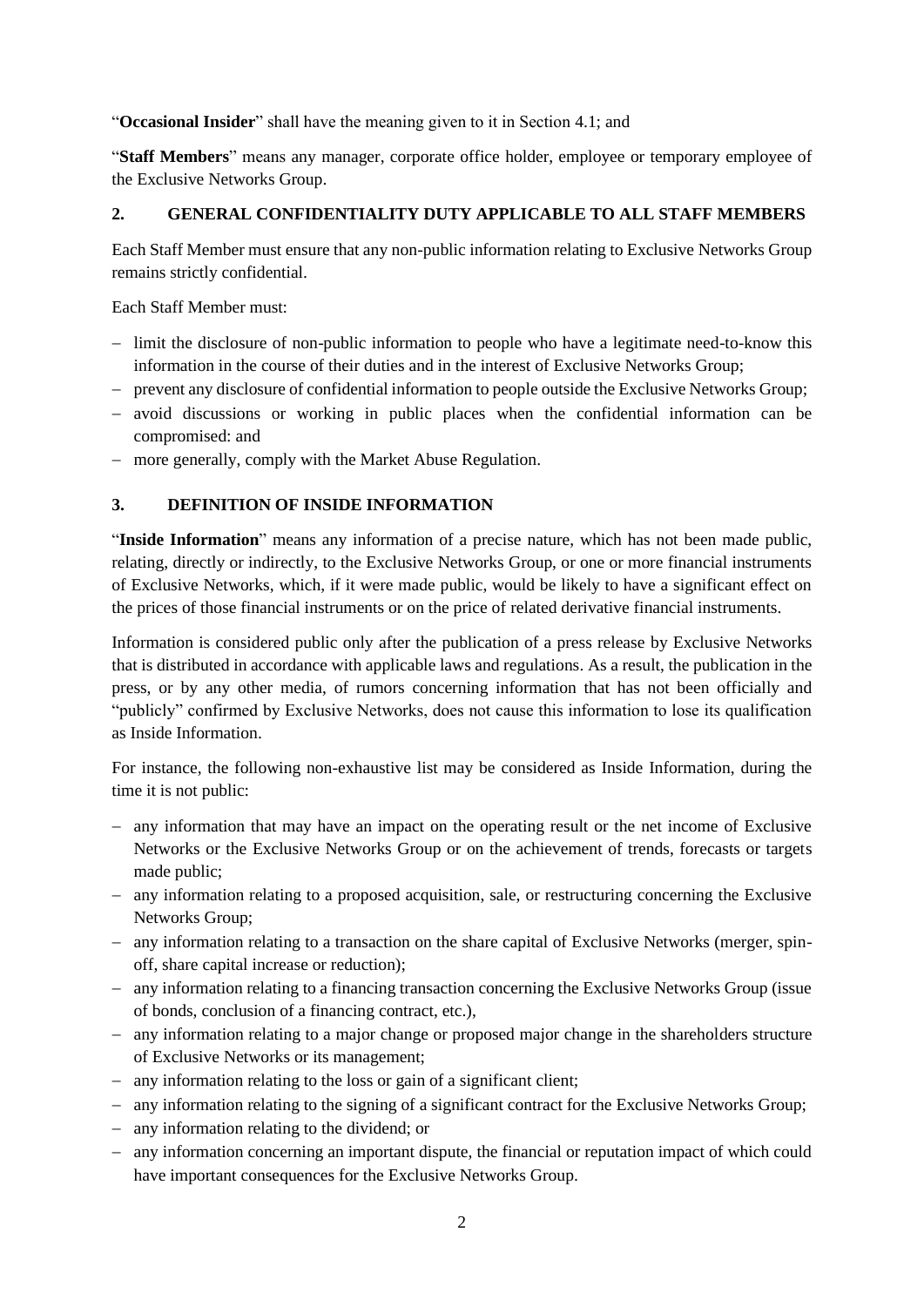"**Occasional Insider**" shall have the meaning given to it in Section 4.1; and

"**Staff Members**" means any manager, corporate office holder, employee or temporary employee of the Exclusive Networks Group.

## 2. GENERAL CONFIDENTIALITY DUTY APPLICABLE TO ALL STAFF MEMBERS

Each Staff Member must ensure that any non-public information relating to Exclusive Networks Group remains strictly confidential.

Each Staff Member must:

- limit the disclosure of non-public information to people who have a legitimate need-to-know this information in the course of their duties and in the interest of Exclusive Networks Group;
- prevent any disclosure of confidential information to people outside the Exclusive Networks Group;
- avoid discussions or working in public places when the confidential information can be compromised: and
- more generally, comply with the Market Abuse Regulation.

## 3. DEFINITION OF INSIDE INFORMATION

"**Inside Information**" means any information of a precise nature, which has not been made public, relating, directly or indirectly, to the Exclusive Networks Group, or one or more financial instruments of Exclusive Networks, which, if it were made public, would be likely to have a significant effect on the prices of those financial instruments or on the price of related derivative financial instruments.

Information is considered public only after the publication of a press release by Exclusive Networks that is distributed in accordance with applicable laws and regulations. As a result, the publication in the press, or by any other media, of rumors concerning information that has not been officially and "publicly" confirmed by Exclusive Networks, does not cause this information to lose its qualification as Inside Information.

For instance, the following non-exhaustive list may be considered as Inside Information, during the time it is not public:

- any information that may have an impact on the operating result or the net income of Exclusive Networks or the Exclusive Networks Group or on the achievement of trends, forecasts or targets made public;
- any information relating to a proposed acquisition, sale, or restructuring concerning the Exclusive Networks Group;
- any information relating to a transaction on the share capital of Exclusive Networks (merger, spin-off, share capital increase or reduction);
- any information relating to a financing transaction concerning the Exclusive Networks Group (issue of bonds, conclusion of a financing contract, etc.),
- any information relating to a major change or proposed major change in the shareholders structure of Exclusive Networks or its management;
- any information relating to the loss or gain of a significant client;
- any information relating to the signing of a significant contract for the Exclusive Networks Group;
- any information relating to the dividend; or
- any information concerning an important dispute, the financial or reputation impact of which could have important consequences for the Exclusive Networks Group.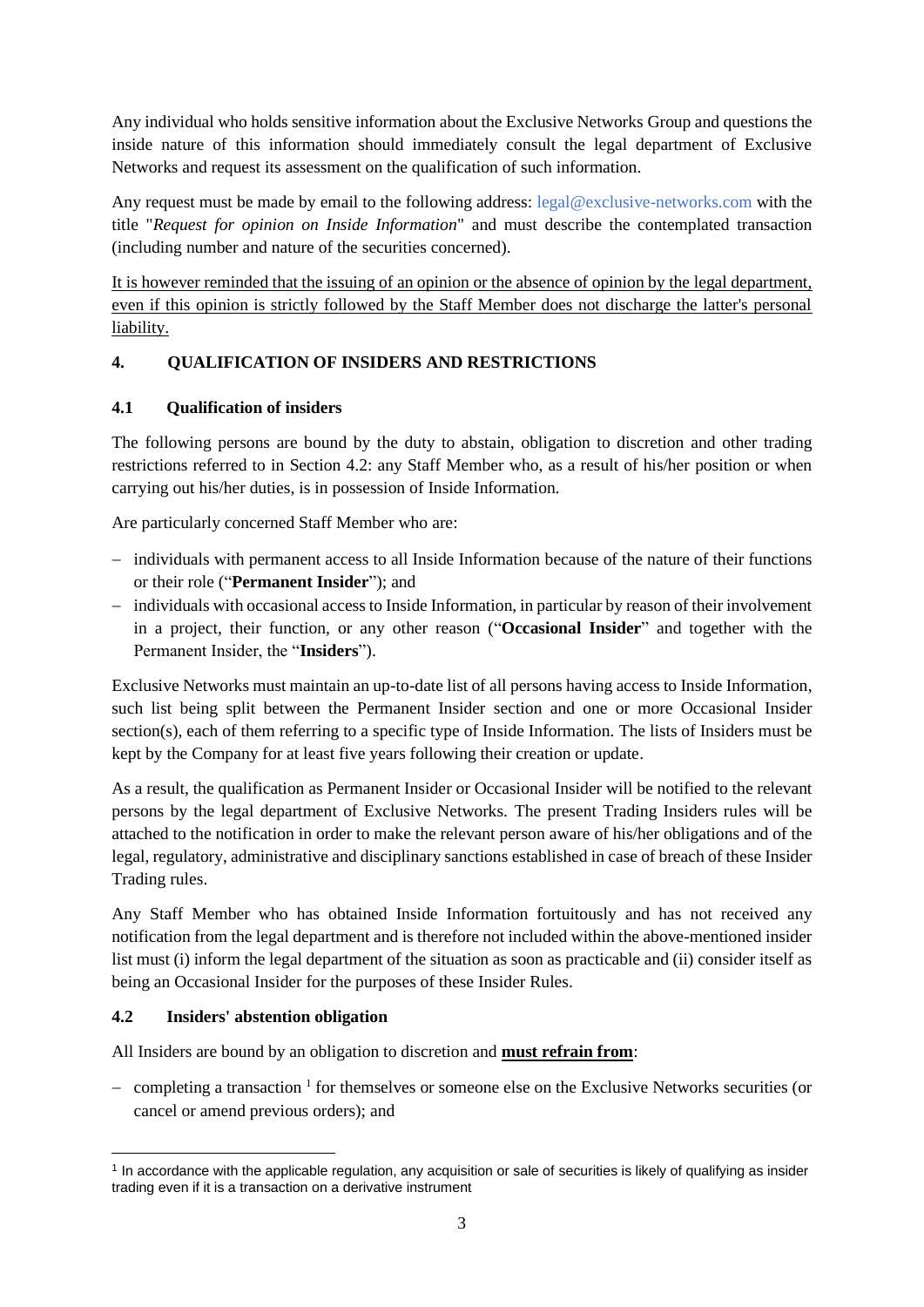Any individual who holds sensitive information about the Exclusive Networks Group and questions the inside nature of this information should immediately consult the legal department of Exclusive Networks and request its assessment on the qualification of such information.

Any request must be made by email to the following address: legal@exclusive-networks.com with the title "*Request for opinion on Inside Information*" and must describe the contemplated transaction (including number and nature of the securities concerned).

<u>It is however reminded that the issuing of an opinion or the absence of opinion by the legal department, even if this opinion is strictly followed by the Staff Member does not discharge the latter's personal liability.</u>

## 4. QUALIFICATION OF INSIDERS AND RESTRICTIONS

### 4.1 Qualification of insiders

The following persons are bound by the duty to abstain, obligation to discretion and other trading restrictions referred to in Section 4.2: any Staff Member who, as a result of his/her position or when carrying out his/her duties, is in possession of Inside Information.

Are particularly concerned Staff Member who are:

- individuals with permanent access to all Inside Information because of the nature of their functions or their role ("**Permanent Insider**"); and
- individuals with occasional access to Inside Information, in particular by reason of their involvement in a project, their function, or any other reason ("**Occasional Insider**" and together with the Permanent Insider, the "**Insiders**").

Exclusive Networks must maintain an up-to-date list of all persons having access to Inside Information, such list being split between the Permanent Insider section and one or more Occasional Insider section(s), each of them referring to a specific type of Inside Information. The lists of Insiders must be kept by the Company for at least five years following their creation or update.

As a result, the qualification as Permanent Insider or Occasional Insider will be notified to the relevant persons by the legal department of Exclusive Networks. The present Trading Insiders rules will be attached to the notification in order to make the relevant person aware of his/her obligations and of the legal, regulatory, administrative and disciplinary sanctions established in case of breach of these Insider Trading rules.

Any Staff Member who has obtained Inside Information fortuitously and has not received any notification from the legal department and is therefore not included within the above-mentioned insider list must (i) inform the legal department of the situation as soon as practicable and (ii) consider itself as being an Occasional Insider for the purposes of these Insider Rules.

### 4.2 Insiders' abstention obligation

All Insiders are bound by an obligation to discretion and <u>**must refrain from**</u>:

- completing a transaction [1] for themselves or someone else on the Exclusive Networks securities (or cancel or amend previous orders); and

[1] In accordance with the applicable regulation, any acquisition or sale of securities is likely of qualifying as insider trading even if it is a transaction on a derivative instrument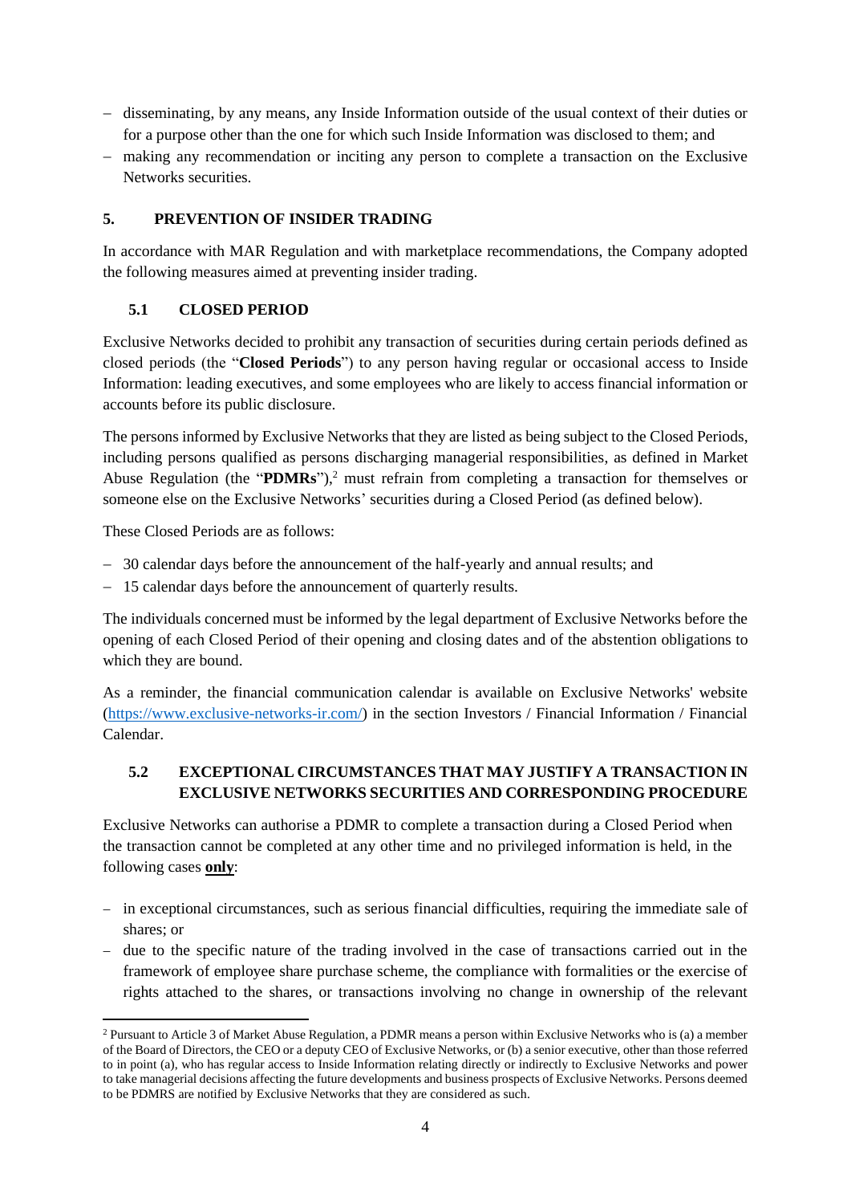- disseminating, by any means, any Inside Information outside of the usual context of their duties or for a purpose other than the one for which such Inside Information was disclosed to them; and
- making any recommendation or inciting any person to complete a transaction on the Exclusive Networks securities.

## 5. PREVENTION OF INSIDER TRADING

In accordance with MAR Regulation and with marketplace recommendations, the Company adopted the following measures aimed at preventing insider trading.

### 5.1 CLOSED PERIOD

Exclusive Networks decided to prohibit any transaction of securities during certain periods defined as closed periods (the "**Closed Periods**") to any person having regular or occasional access to Inside Information: leading executives, and some employees who are likely to access financial information or accounts before its public disclosure.

The persons informed by Exclusive Networks that they are listed as being subject to the Closed Periods, including persons qualified as persons discharging managerial responsibilities, as defined in Market Abuse Regulation (the "**PDMRs**"),[2] must refrain from completing a transaction for themselves or someone else on the Exclusive Networks' securities during a Closed Period (as defined below).

These Closed Periods are as follows:

- 30 calendar days before the announcement of the half-yearly and annual results; and
- 15 calendar days before the announcement of quarterly results.

The individuals concerned must be informed by the legal department of Exclusive Networks before the opening of each Closed Period of their opening and closing dates and of the abstention obligations to which they are bound.

As a reminder, the financial communication calendar is available on Exclusive Networks' website (https://www.exclusive-networks-ir.com/) in the section Investors / Financial Information / Financial Calendar.

### 5.2 EXCEPTIONAL CIRCUMSTANCES THAT MAY JUSTIFY A TRANSACTION IN EXCLUSIVE NETWORKS SECURITIES AND CORRESPONDING PROCEDURE

Exclusive Networks can authorise a PDMR to complete a transaction during a Closed Period when the transaction cannot be completed at any other time and no privileged information is held, in the following cases **only**:

- in exceptional circumstances, such as serious financial difficulties, requiring the immediate sale of shares; or
- due to the specific nature of the trading involved in the case of transactions carried out in the framework of employee share purchase scheme, the compliance with formalities or the exercise of rights attached to the shares, or transactions involving no change in ownership of the relevant

[2] Pursuant to Article 3 of Market Abuse Regulation, a PDMR means a person within Exclusive Networks who is (a) a member of the Board of Directors, the CEO or a deputy CEO of Exclusive Networks, or (b) a senior executive, other than those referred to in point (a), who has regular access to Inside Information relating directly or indirectly to Exclusive Networks and power to take managerial decisions affecting the future developments and business prospects of Exclusive Networks. Persons deemed to be PDMRS are notified by Exclusive Networks that they are considered as such.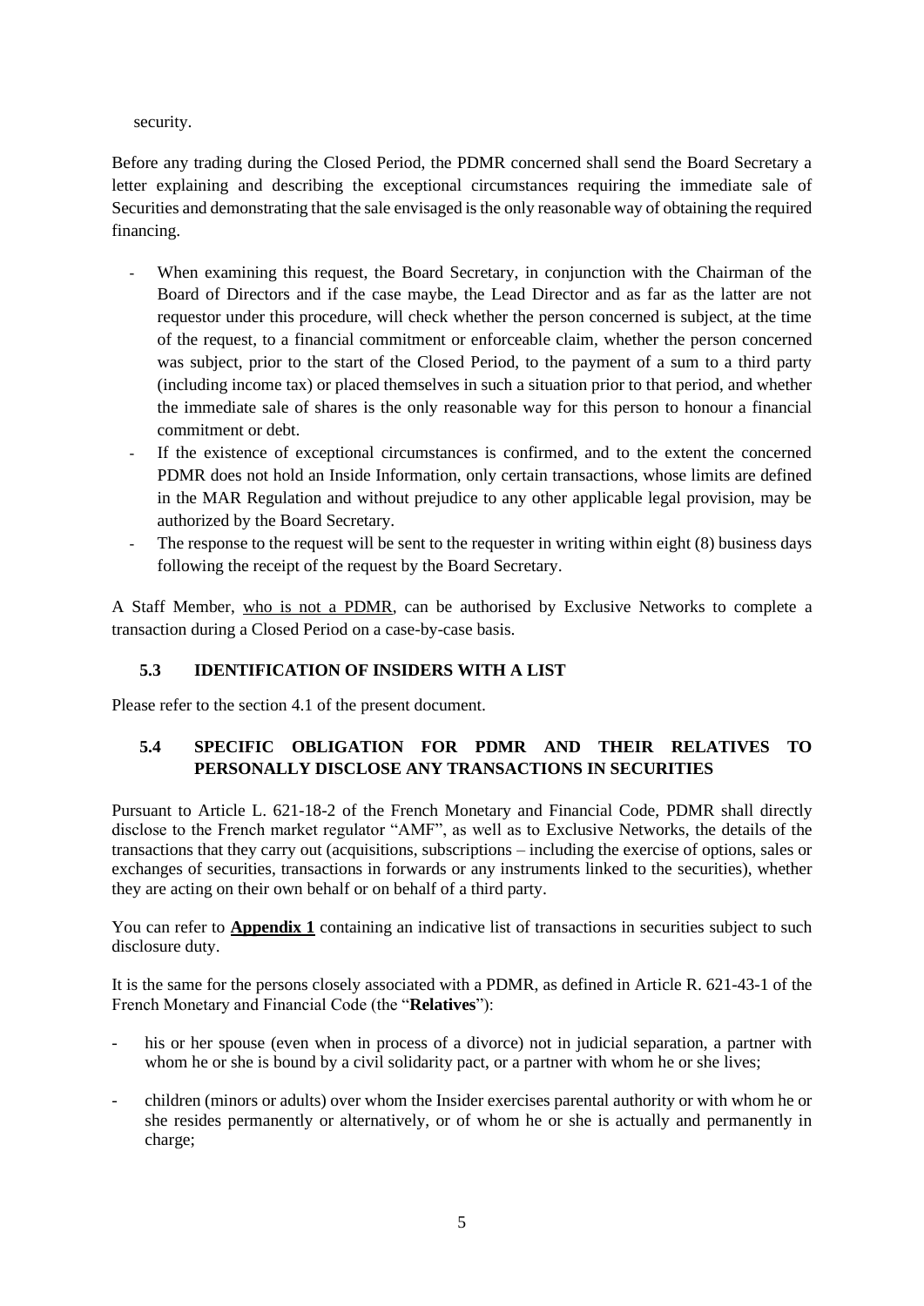security.

Before any trading during the Closed Period, the PDMR concerned shall send the Board Secretary a letter explaining and describing the exceptional circumstances requiring the immediate sale of Securities and demonstrating that the sale envisaged is the only reasonable way of obtaining the required financing.

- When examining this request, the Board Secretary, in conjunction with the Chairman of the Board of Directors and if the case maybe, the Lead Director and as far as the latter are not requestor under this procedure, will check whether the person concerned is subject, at the time of the request, to a financial commitment or enforceable claim, whether the person concerned was subject, prior to the start of the Closed Period, to the payment of a sum to a third party (including income tax) or placed themselves in such a situation prior to that period, and whether the immediate sale of shares is the only reasonable way for this person to honour a financial commitment or debt.
- If the existence of exceptional circumstances is confirmed, and to the extent the concerned PDMR does not hold an Inside Information, only certain transactions, whose limits are defined in the MAR Regulation and without prejudice to any other applicable legal provision, may be authorized by the Board Secretary.
- The response to the request will be sent to the requester in writing within eight (8) business days following the receipt of the request by the Board Secretary.

A Staff Member, <u>who is not a PDMR</u>, can be authorised by Exclusive Networks to complete a transaction during a Closed Period on a case-by-case basis.

### 5.3 IDENTIFICATION OF INSIDERS WITH A LIST

Please refer to the section 4.1 of the present document.

### 5.4 SPECIFIC OBLIGATION FOR PDMR AND THEIR RELATIVES TO PERSONALLY DISCLOSE ANY TRANSACTIONS IN SECURITIES

Pursuant to Article L. 621-18-2 of the French Monetary and Financial Code, PDMR shall directly disclose to the French market regulator "AMF", as well as to Exclusive Networks, the details of the transactions that they carry out (acquisitions, subscriptions – including the exercise of options, sales or exchanges of securities, transactions in forwards or any instruments linked to the securities), whether they are acting on their own behalf or on behalf of a third party.

You can refer to **<u>Appendix 1</u>** containing an indicative list of transactions in securities subject to such disclosure duty.

It is the same for the persons closely associated with a PDMR, as defined in Article R. 621-43-1 of the French Monetary and Financial Code (the "**Relatives**"):

- his or her spouse (even when in process of a divorce) not in judicial separation, a partner with whom he or she is bound by a civil solidarity pact, or a partner with whom he or she lives;
- children (minors or adults) over whom the Insider exercises parental authority or with whom he or she resides permanently or alternatively, or of whom he or she is actually and permanently in charge;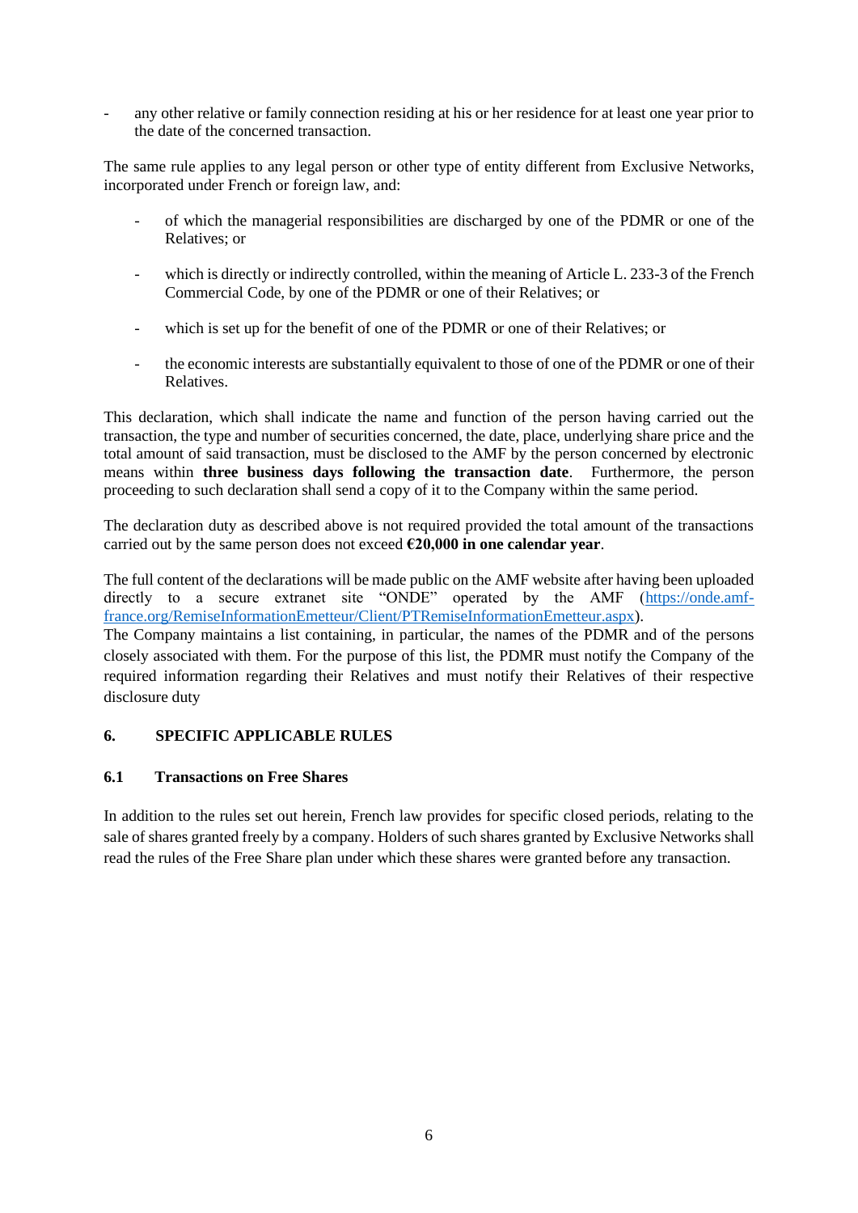- any other relative or family connection residing at his or her residence for at least one year prior to the date of the concerned transaction.

The same rule applies to any legal person or other type of entity different from Exclusive Networks, incorporated under French or foreign law, and:

- of which the managerial responsibilities are discharged by one of the PDMR or one of the Relatives; or
- which is directly or indirectly controlled, within the meaning of Article L. 233-3 of the French Commercial Code, by one of the PDMR or one of their Relatives; or
- which is set up for the benefit of one of the PDMR or one of their Relatives; or
- the economic interests are substantially equivalent to those of one of the PDMR or one of their Relatives.

This declaration, which shall indicate the name and function of the person having carried out the transaction, the type and number of securities concerned, the date, place, underlying share price and the total amount of said transaction, must be disclosed to the AMF by the person concerned by electronic means within **three business days following the transaction date**. Furthermore, the person proceeding to such declaration shall send a copy of it to the Company within the same period.

The declaration duty as described above is not required provided the total amount of the transactions carried out by the same person does not exceed **€20,000 in one calendar year**.

The full content of the declarations will be made public on the AMF website after having been uploaded directly to a secure extranet site "ONDE" operated by the AMF ([https://onde.amf-france.org/RemiseInformationEmetteur/Client/PTRemiseInformationEmetteur.aspx](https://onde.amf-france.org/RemiseInformationEmetteur/Client/PTRemiseInformationEmetteur.aspx)).
The Company maintains a list containing, in particular, the names of the PDMR and of the persons closely associated with them. For the purpose of this list, the PDMR must notify the Company of the required information regarding their Relatives and must notify their Relatives of their respective disclosure duty

## 6. SPECIFIC APPLICABLE RULES

### 6.1 Transactions on Free Shares

In addition to the rules set out herein, French law provides for specific closed periods, relating to the sale of shares granted freely by a company. Holders of such shares granted by Exclusive Networks shall read the rules of the Free Share plan under which these shares were granted before any transaction.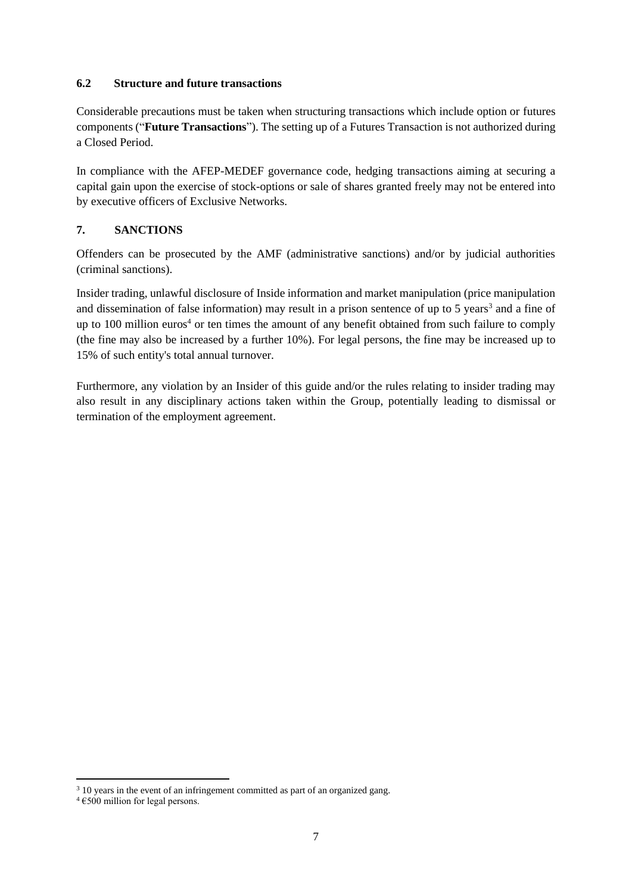### 6.2 Structure and future transactions

Considerable precautions must be taken when structuring transactions which include option or futures components ("**Future Transactions**"). The setting up of a Futures Transaction is not authorized during a Closed Period.

In compliance with the AFEP-MEDEF governance code, hedging transactions aiming at securing a capital gain upon the exercise of stock-options or sale of shares granted freely may not be entered into by executive officers of Exclusive Networks.

## 7. SANCTIONS

Offenders can be prosecuted by the AMF (administrative sanctions) and/or by judicial authorities (criminal sanctions).

Insider trading, unlawful disclosure of Inside information and market manipulation (price manipulation and dissemination of false information) may result in a prison sentence of up to 5 years[3] and a fine of up to 100 million euros[4] or ten times the amount of any benefit obtained from such failure to comply (the fine may also be increased by a further 10%). For legal persons, the fine may be increased up to 15% of such entity's total annual turnover.

Furthermore, any violation by an Insider of this guide and/or the rules relating to insider trading may also result in any disciplinary actions taken within the Group, potentially leading to dismissal or termination of the employment agreement.

---

[3] 10 years in the event of an infringement committed as part of an organized gang.

[4] €500 million for legal persons.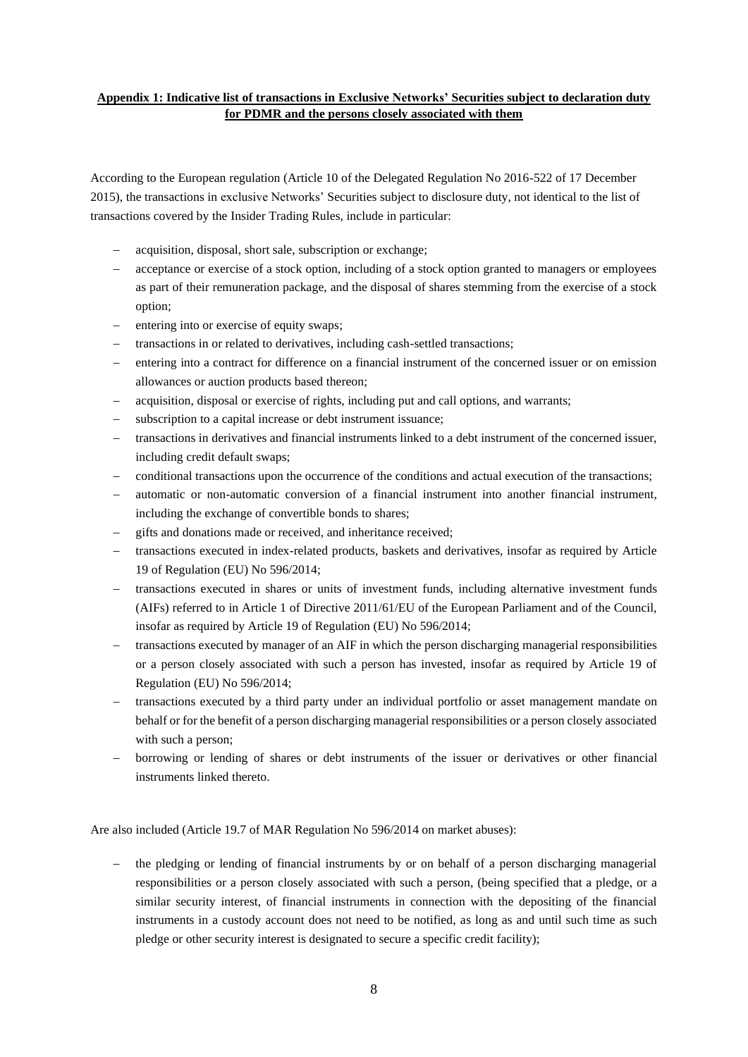**Appendix 1: Indicative list of transactions in Exclusive Networks' Securities subject to declaration duty for PDMR and the persons closely associated with them**

According to the European regulation (Article 10 of the Delegated Regulation No 2016-522 of 17 December 2015), the transactions in exclusive Networks' Securities subject to disclosure duty, not identical to the list of transactions covered by the Insider Trading Rules, include in particular:

- acquisition, disposal, short sale, subscription or exchange;
- acceptance or exercise of a stock option, including of a stock option granted to managers or employees as part of their remuneration package, and the disposal of shares stemming from the exercise of a stock option;
- entering into or exercise of equity swaps;
- transactions in or related to derivatives, including cash-settled transactions;
- entering into a contract for difference on a financial instrument of the concerned issuer or on emission allowances or auction products based thereon;
- acquisition, disposal or exercise of rights, including put and call options, and warrants;
- subscription to a capital increase or debt instrument issuance;
- transactions in derivatives and financial instruments linked to a debt instrument of the concerned issuer, including credit default swaps;
- conditional transactions upon the occurrence of the conditions and actual execution of the transactions;
- automatic or non-automatic conversion of a financial instrument into another financial instrument, including the exchange of convertible bonds to shares;
- gifts and donations made or received, and inheritance received;
- transactions executed in index-related products, baskets and derivatives, insofar as required by Article 19 of Regulation (EU) No 596/2014;
- transactions executed in shares or units of investment funds, including alternative investment funds (AIFs) referred to in Article 1 of Directive 2011/61/EU of the European Parliament and of the Council, insofar as required by Article 19 of Regulation (EU) No 596/2014;
- transactions executed by manager of an AIF in which the person discharging managerial responsibilities or a person closely associated with such a person has invested, insofar as required by Article 19 of Regulation (EU) No 596/2014;
- transactions executed by a third party under an individual portfolio or asset management mandate on behalf or for the benefit of a person discharging managerial responsibilities or a person closely associated with such a person;
- borrowing or lending of shares or debt instruments of the issuer or derivatives or other financial instruments linked thereto.

Are also included (Article 19.7 of MAR Regulation No 596/2014 on market abuses):

- the pledging or lending of financial instruments by or on behalf of a person discharging managerial responsibilities or a person closely associated with such a person, (being specified that a pledge, or a similar security interest, of financial instruments in connection with the depositing of the financial instruments in a custody account does not need to be notified, as long as and until such time as such pledge or other security interest is designated to secure a specific credit facility);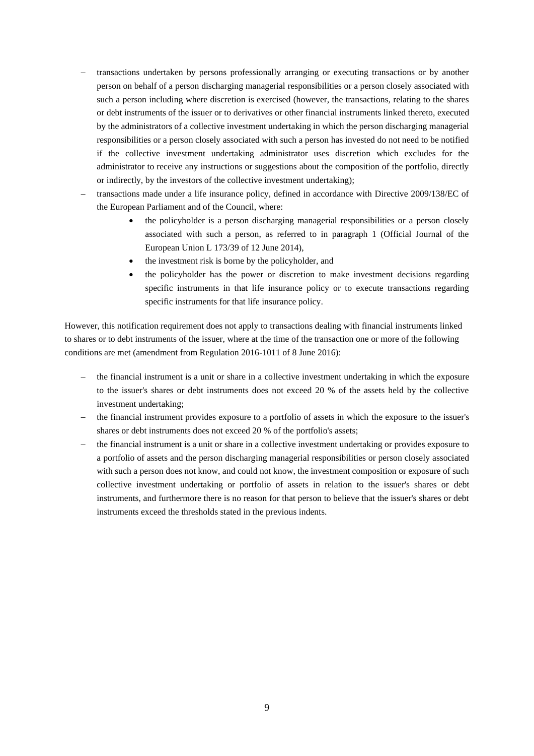- transactions undertaken by persons professionally arranging or executing transactions or by another person on behalf of a person discharging managerial responsibilities or a person closely associated with such a person including where discretion is exercised (however, the transactions, relating to the shares or debt instruments of the issuer or to derivatives or other financial instruments linked thereto, executed by the administrators of a collective investment undertaking in which the person discharging managerial responsibilities or a person closely associated with such a person has invested do not need to be notified if the collective investment undertaking administrator uses discretion which excludes for the administrator to receive any instructions or suggestions about the composition of the portfolio, directly or indirectly, by the investors of the collective investment undertaking);
- transactions made under a life insurance policy, defined in accordance with Directive 2009/138/EC of the European Parliament and of the Council, where:
    - the policyholder is a person discharging managerial responsibilities or a person closely associated with such a person, as referred to in paragraph 1 (Official Journal of the European Union L 173/39 of 12 June 2014),
    - the investment risk is borne by the policyholder, and
    - the policyholder has the power or discretion to make investment decisions regarding specific instruments in that life insurance policy or to execute transactions regarding specific instruments for that life insurance policy.

However, this notification requirement does not apply to transactions dealing with financial instruments linked to shares or to debt instruments of the issuer, where at the time of the transaction one or more of the following conditions are met (amendment from Regulation 2016-1011 of 8 June 2016):

- the financial instrument is a unit or share in a collective investment undertaking in which the exposure to the issuer's shares or debt instruments does not exceed 20 % of the assets held by the collective investment undertaking;
- the financial instrument provides exposure to a portfolio of assets in which the exposure to the issuer's shares or debt instruments does not exceed 20 % of the portfolio's assets;
- the financial instrument is a unit or share in a collective investment undertaking or provides exposure to a portfolio of assets and the person discharging managerial responsibilities or person closely associated with such a person does not know, and could not know, the investment composition or exposure of such collective investment undertaking or portfolio of assets in relation to the issuer's shares or debt instruments, and furthermore there is no reason for that person to believe that the issuer's shares or debt instruments exceed the thresholds stated in the previous indents.